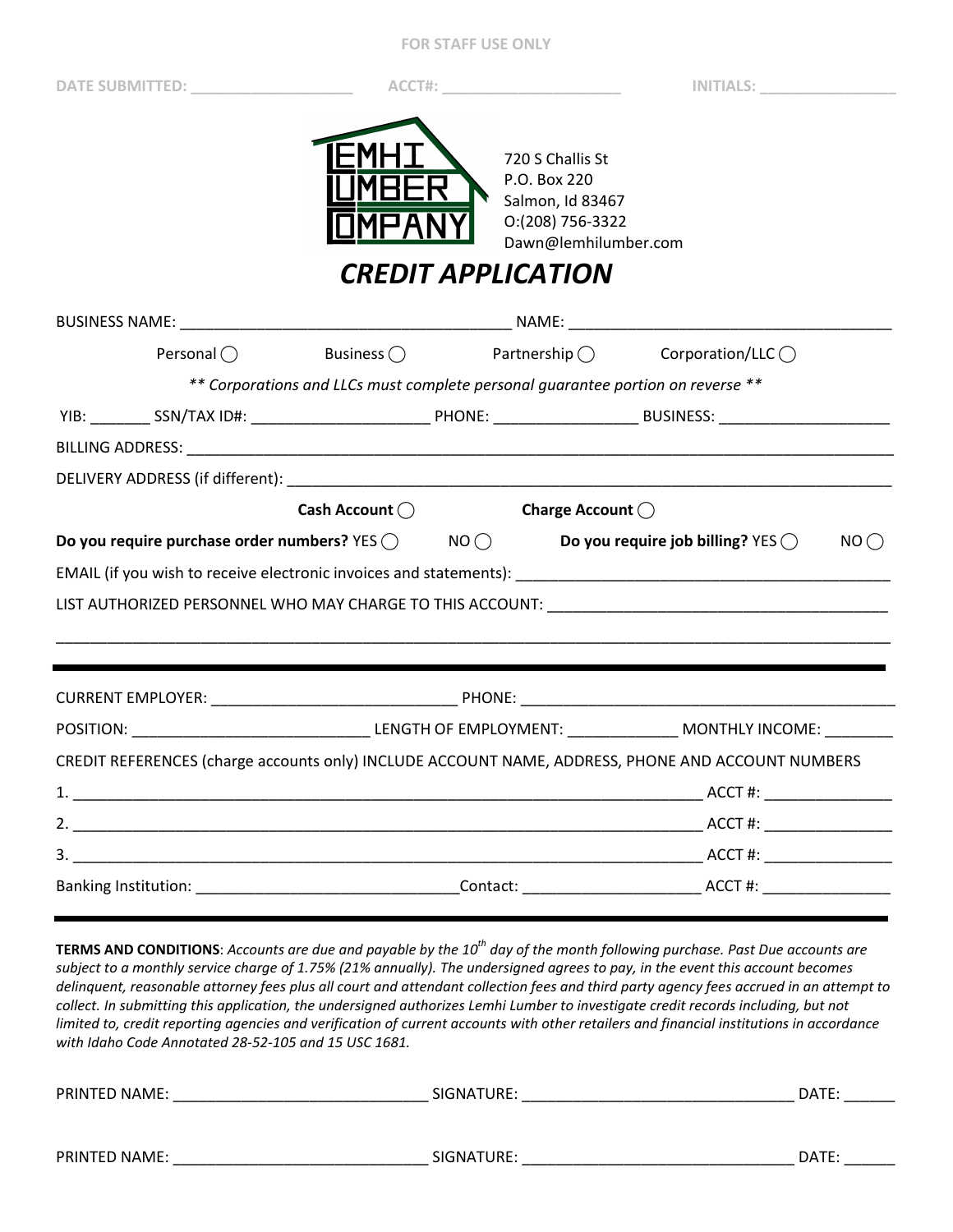FOR STAFF USE ONLY

DATE SUBMITTED: ___________________ ACCT#: ______________________ INITIALS: ________________

720 S Challis St
P.O. Box 220
Salmon, Id 83467
O:(208) 756-3322
Dawn@lemhilumber.com

# *CREDIT APPLICATION*

BUSINESS NAME: ________________________________________ NAME: ________________________________________

Personal ◯ Business ◯ Partnership ◯ Corporation/LLC ◯

*** Corporations and LLCs must complete personal guarantee portion on reverse ***

YIB: _______ SSN/TAX ID#: _____________________ PHONE: ________________ BUSINESS: ____________________

BILLING ADDRESS: ______________________________________________________________________________

DELIVERY ADDRESS (if different): ________________________________________________________________

**Cash Account** ◯ **Charge Account** ◯

**Do you require purchase order numbers?** YES ◯ NO ◯ **Do you require job billing?** YES ◯ NO ◯

EMAIL (if you wish to receive electronic invoices and statements): ___________________________________________

LIST AUTHORIZED PERSONNEL WHO MAY CHARGE TO THIS ACCOUNT: _____________________________________

______________________________________________________________________________________________

---

CURRENT EMPLOYER: ___________________________ PHONE: __________________________________________

POSITION: ___________________________ LENGTH OF EMPLOYMENT: _____________ MONTHLY INCOME: ________

CREDIT REFERENCES (charge accounts only) INCLUDE ACCOUNT NAME, ADDRESS, PHONE AND ACCOUNT NUMBERS

1. ___________________________________________________________________________ ACCT #: _______________

2. ___________________________________________________________________________ ACCT #: _______________

3. ___________________________________________________________________________ ACCT #: _______________

Banking Institution: ______________________________Contact: ____________________ ACCT #: _______________

---

**TERMS AND CONDITIONS**: *Accounts are due and payable by the 10th day of the month following purchase. Past Due accounts are subject to a monthly service charge of 1.75% (21% annually). The undersigned agrees to pay, in the event this account becomes delinquent, reasonable attorney fees plus all court and attendant collection fees and third party agency fees accrued in an attempt to collect. In submitting this application, the undersigned authorizes Lemhi Lumber to investigate credit records including, but not limited to, credit reporting agencies and verification of current accounts with other retailers and financial institutions in accordance with Idaho Code Annotated 28-52-105 and 15 USC 1681.*

PRINTED NAME: _____________________________ SIGNATURE: _______________________________ DATE: ______

PRINTED NAME: _____________________________ SIGNATURE: _______________________________ DATE: ______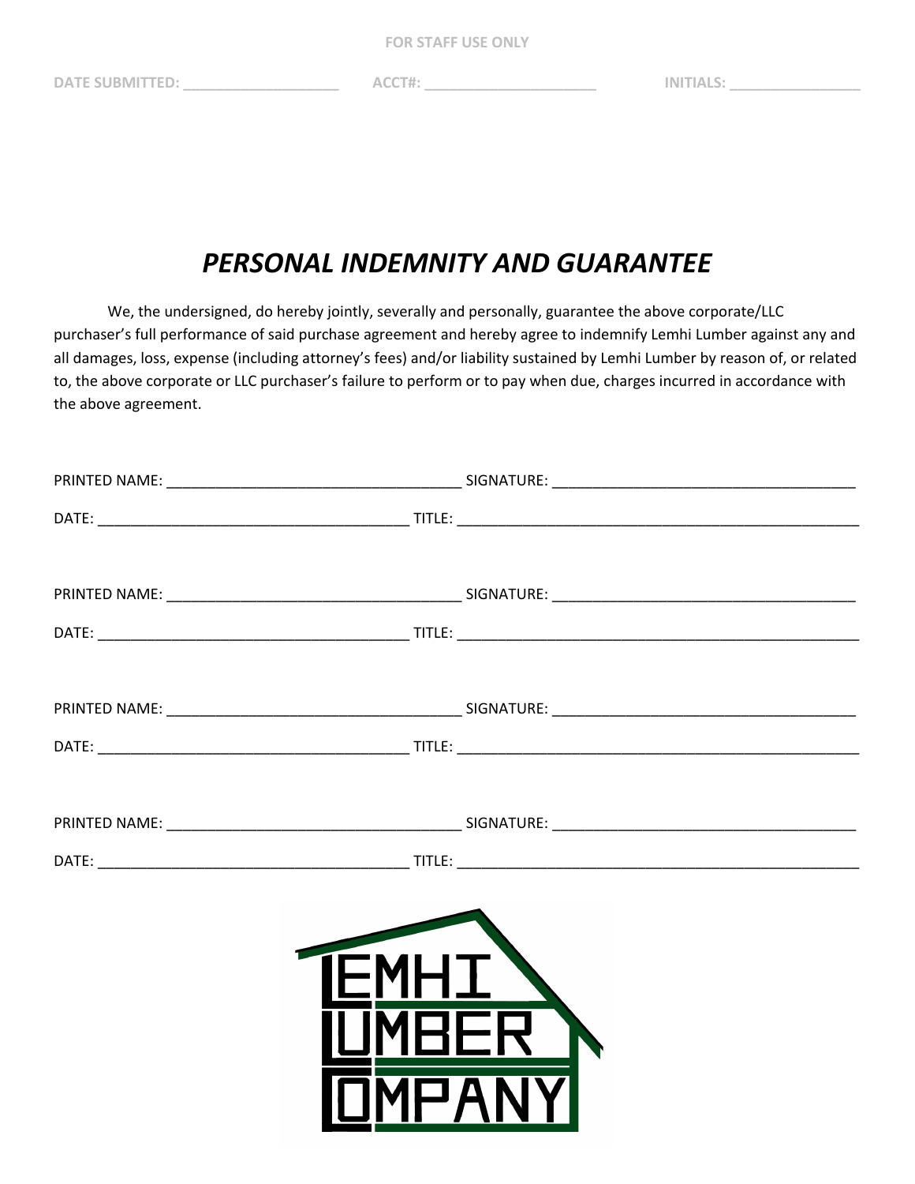FOR STAFF USE ONLY

DATE SUBMITTED: ___________________ ACCT#: _____________________ INITIALS: ________________

# *PERSONAL INDEMNITY AND GUARANTEE*

We, the undersigned, do hereby jointly, severally and personally, guarantee the above corporate/LLC purchaser's full performance of said purchase agreement and hereby agree to indemnify Lemhi Lumber against any and all damages, loss, expense (including attorney's fees) and/or liability sustained by Lemhi Lumber by reason of, or related to, the above corporate or LLC purchaser's failure to perform or to pay when due, charges incurred in accordance with the above agreement.

PRINTED NAME: ____________________________________ SIGNATURE: _____________________________________

DATE: ______________________________________ TITLE: __________________________________________________

PRINTED NAME: ____________________________________ SIGNATURE: _____________________________________

DATE: ______________________________________ TITLE: __________________________________________________

PRINTED NAME: ____________________________________ SIGNATURE: _____________________________________

DATE: ______________________________________ TITLE: __________________________________________________

PRINTED NAME: ____________________________________ SIGNATURE: _____________________________________

DATE: ______________________________________ TITLE: __________________________________________________

LEMHI LUMBER COMPANY